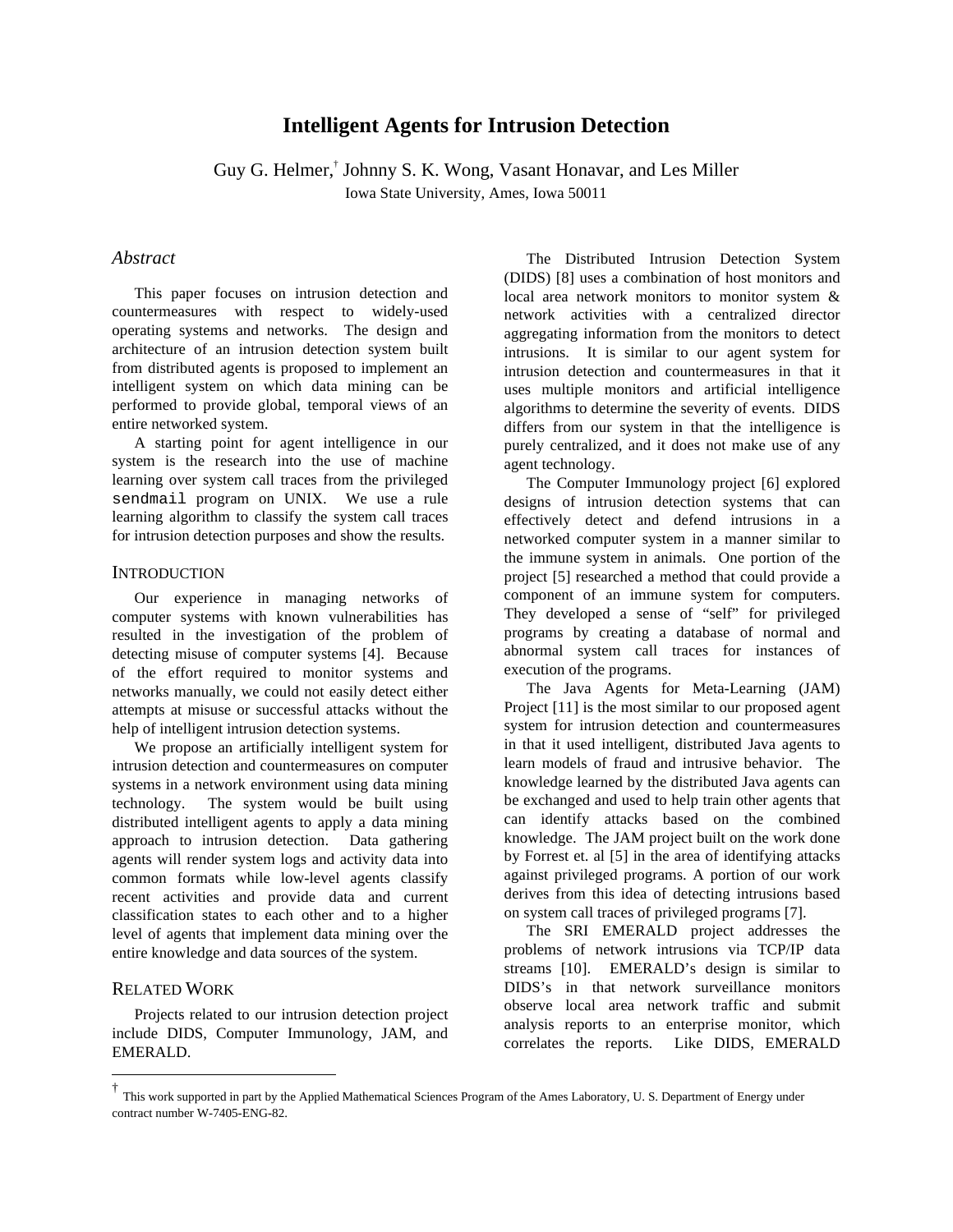# Intelligent Agents for Intrusion Detection

Guy G. Helmer,[†] Johnny S. K. Wong, Vasant Honavar, and Les Miller

Iowa State University, Ames, Iowa 50011

## *Abstract*

This paper focuses on intrusion detection and countermeasures with respect to widely-used operating systems and networks. The design and architecture of an intrusion detection system built from distributed agents is proposed to implement an intelligent system on which data mining can be performed to provide global, temporal views of an entire networked system.

A starting point for agent intelligence in our system is the research into the use of machine learning over system call traces from the privileged `sendmail` program on UNIX. We use a rule learning algorithm to classify the system call traces for intrusion detection purposes and show the results.

## INTRODUCTION

Our experience in managing networks of computer systems with known vulnerabilities has resulted in the investigation of the problem of detecting misuse of computer systems [4]. Because of the effort required to monitor systems and networks manually, we could not easily detect either attempts at misuse or successful attacks without the help of intelligent intrusion detection systems.

We propose an artificially intelligent system for intrusion detection and countermeasures on computer systems in a network environment using data mining technology. The system would be built using distributed intelligent agents to apply a data mining approach to intrusion detection. Data gathering agents will render system logs and activity data into common formats while low-level agents classify recent activities and provide data and current classification states to each other and to a higher level of agents that implement data mining over the entire knowledge and data sources of the system.

## RELATED WORK

Projects related to our intrusion detection project include DIDS, Computer Immunology, JAM, and EMERALD.

The Distributed Intrusion Detection System (DIDS) [8] uses a combination of host monitors and local area network monitors to monitor system & network activities with a centralized director aggregating information from the monitors to detect intrusions. It is similar to our agent system for intrusion detection and countermeasures in that it uses multiple monitors and artificial intelligence algorithms to determine the severity of events. DIDS differs from our system in that the intelligence is purely centralized, and it does not make use of any agent technology.

The Computer Immunology project [6] explored designs of intrusion detection systems that can effectively detect and defend intrusions in a networked computer system in a manner similar to the immune system in animals. One portion of the project [5] researched a method that could provide a component of an immune system for computers. They developed a sense of "self" for privileged programs by creating a database of normal and abnormal system call traces for instances of execution of the programs.

The Java Agents for Meta-Learning (JAM) Project [11] is the most similar to our proposed agent system for intrusion detection and countermeasures in that it used intelligent, distributed Java agents to learn models of fraud and intrusive behavior. The knowledge learned by the distributed Java agents can be exchanged and used to help train other agents that can identify attacks based on the combined knowledge. The JAM project built on the work done by Forrest et. al [5] in the area of identifying attacks against privileged programs. A portion of our work derives from this idea of detecting intrusions based on system call traces of privileged programs [7].

The SRI EMERALD project addresses the problems of network intrusions via TCP/IP data streams [10]. EMERALD's design is similar to DIDS's in that network surveillance monitors observe local area network traffic and submit analysis reports to an enterprise monitor, which correlates the reports. Like DIDS, EMERALD

---

[†] This work supported in part by the Applied Mathematical Sciences Program of the Ames Laboratory, U. S. Department of Energy under contract number W-7405-ENG-82.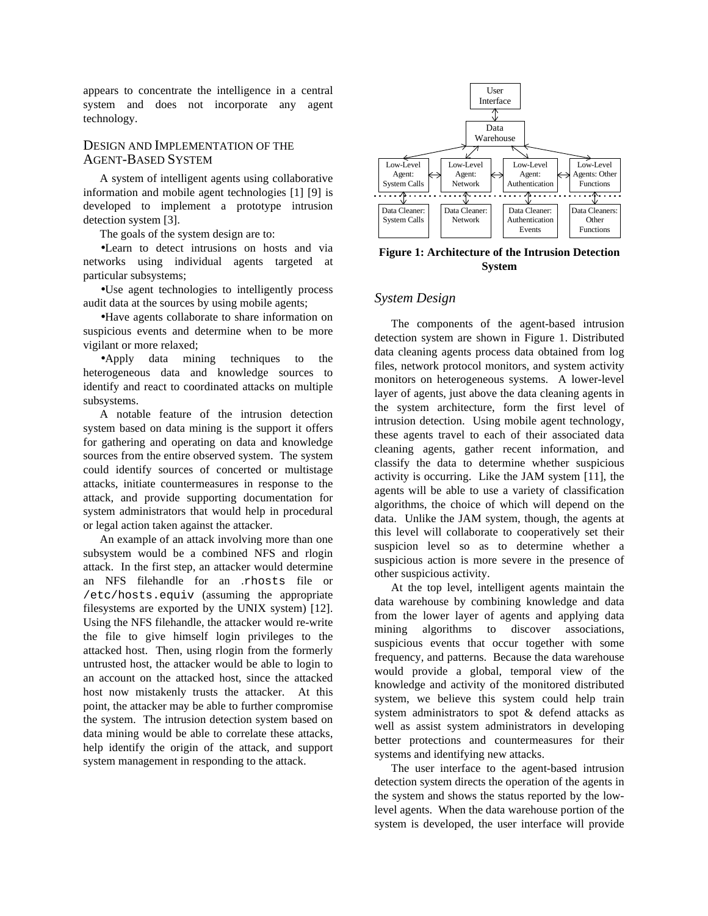appears to concentrate the intelligence in a central system and does not incorporate any agent technology.

## DESIGN AND IMPLEMENTATION OF THE AGENT-BASED SYSTEM

A system of intelligent agents using collaborative information and mobile agent technologies [1] [9] is developed to implement a prototype intrusion detection system [3].

The goals of the system design are to:

- Learn to detect intrusions on hosts and via networks using individual agents targeted at particular subsystems;
- Use agent technologies to intelligently process audit data at the sources by using mobile agents;
- Have agents collaborate to share information on suspicious events and determine when to be more vigilant or more relaxed;
- Apply data mining techniques to the heterogeneous data and knowledge sources to identify and react to coordinated attacks on multiple subsystems.

A notable feature of the intrusion detection system based on data mining is the support it offers for gathering and operating on data and knowledge sources from the entire observed system. The system could identify sources of concerted or multistage attacks, initiate countermeasures in response to the attack, and provide supporting documentation for system administrators that would help in procedural or legal action taken against the attacker.

An example of an attack involving more than one subsystem would be a combined NFS and rlogin attack. In the first step, an attacker would determine an NFS filehandle for an `.rhosts` file or `/etc/hosts.equiv` (assuming the appropriate filesystems are exported by the UNIX system) [12]. Using the NFS filehandle, the attacker would re-write the file to give himself login privileges to the attacked host. Then, using rlogin from the formerly untrusted host, the attacker would be able to login to an account on the attacked host, since the attacked host now mistakenly trusts the attacker. At this point, the attacker may be able to further compromise the system. The intrusion detection system based on data mining would be able to correlate these attacks, help identify the origin of the attack, and support system management in responding to the attack.

User Interface

Data Warehouse

Low-Level Agent: System Calls | Low-Level Agent: Network | Low-Level Agent: Authentication | Low-Level Agents: Other Functions

Data Cleaner: System Calls | Data Cleaner: Network | Data Cleaner: Authentication Events | Data Cleaners: Other Functions

**Figure 1: Architecture of the Intrusion Detection System**

### *System Design*

The components of the agent-based intrusion detection system are shown in Figure 1. Distributed data cleaning agents process data obtained from log files, network protocol monitors, and system activity monitors on heterogeneous systems. A lower-level layer of agents, just above the data cleaning agents in the system architecture, form the first level of intrusion detection. Using mobile agent technology, these agents travel to each of their associated data cleaning agents, gather recent information, and classify the data to determine whether suspicious activity is occurring. Like the JAM system [11], the agents will be able to use a variety of classification algorithms, the choice of which will depend on the data. Unlike the JAM system, though, the agents at this level will collaborate to cooperatively set their suspicion level so as to determine whether a suspicious action is more severe in the presence of other suspicious activity.

At the top level, intelligent agents maintain the data warehouse by combining knowledge and data from the lower layer of agents and applying data mining algorithms to discover associations, suspicious events that occur together with some frequency, and patterns. Because the data warehouse would provide a global, temporal view of the knowledge and activity of the monitored distributed system, we believe this system could help train system administrators to spot & defend attacks as well as assist system administrators in developing better protections and countermeasures for their systems and identifying new attacks.

The user interface to the agent-based intrusion detection system directs the operation of the agents in the system and shows the status reported by the low-level agents. When the data warehouse portion of the system is developed, the user interface will provide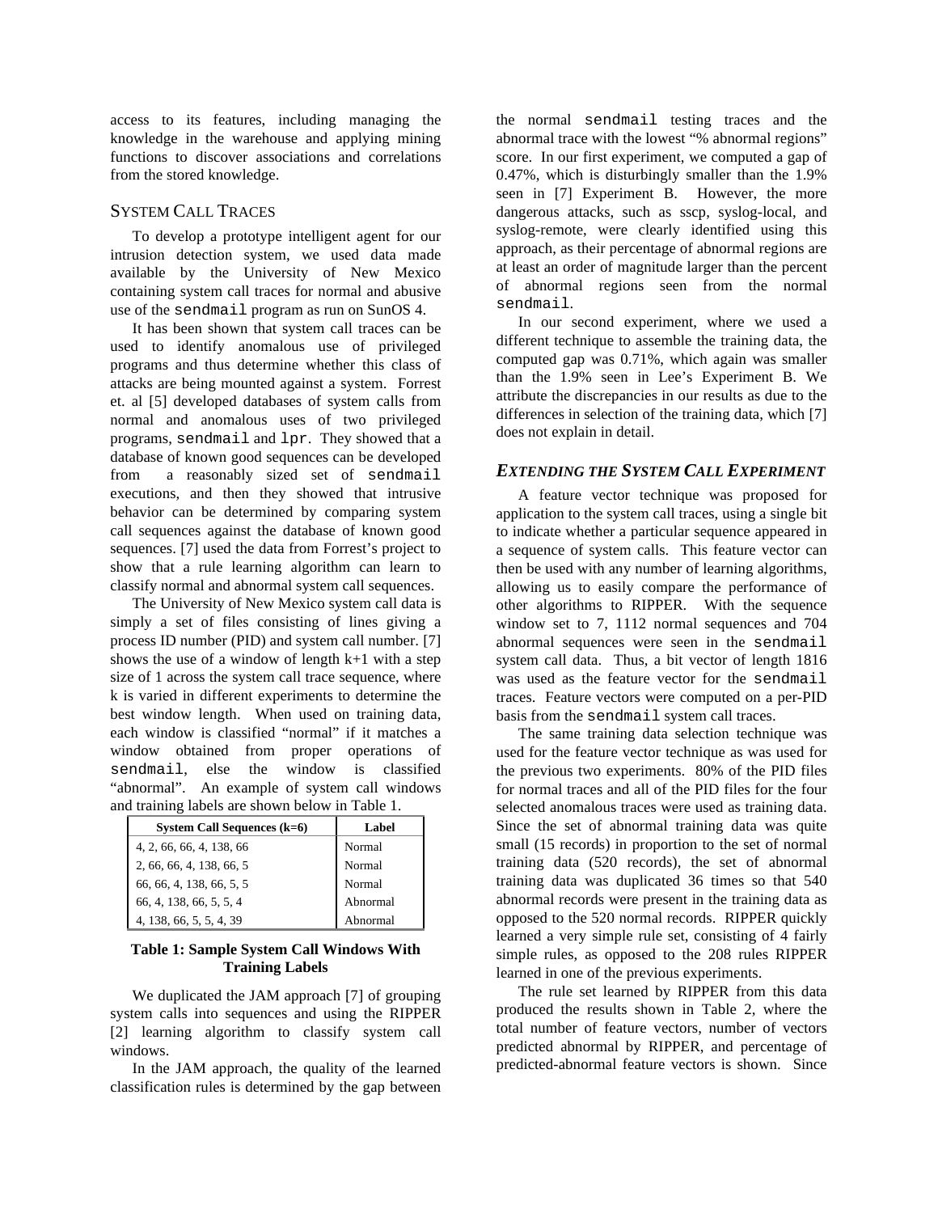access to its features, including managing the knowledge in the warehouse and applying mining functions to discover associations and correlations from the stored knowledge.

## SYSTEM CALL TRACES

To develop a prototype intelligent agent for our intrusion detection system, we used data made available by the University of New Mexico containing system call traces for normal and abusive use of the `sendmail` program as run on SunOS 4.

It has been shown that system call traces can be used to identify anomalous use of privileged programs and thus determine whether this class of attacks are being mounted against a system. Forrest et. al [5] developed databases of system calls from normal and anomalous uses of two privileged programs, `sendmail` and `lpr`. They showed that a database of known good sequences can be developed from a reasonably sized set of `sendmail` executions, and then they showed that intrusive behavior can be determined by comparing system call sequences against the database of known good sequences. [7] used the data from Forrest's project to show that a rule learning algorithm can learn to classify normal and abnormal system call sequences.

The University of New Mexico system call data is simply a set of files consisting of lines giving a process ID number (PID) and system call number. [7] shows the use of a window of length k+1 with a step size of 1 across the system call trace sequence, where k is varied in different experiments to determine the best window length. When used on training data, each window is classified "normal" if it matches a window obtained from proper operations of `sendmail`, else the window is classified "abnormal". An example of system call windows and training labels are shown below in Table 1.

| System Call Sequences (k=6) | Label |
|---|---|
| 4, 2, 66, 66, 4, 138, 66 | Normal |
| 2, 66, 66, 4, 138, 66, 5 | Normal |
| 66, 66, 4, 138, 66, 5, 5 | Normal |
| 66, 4, 138, 66, 5, 5, 4 | Abnormal |
| 4, 138, 66, 5, 5, 4, 39 | Abnormal |

**Table 1: Sample System Call Windows With Training Labels**

We duplicated the JAM approach [7] of grouping system calls into sequences and using the RIPPER [2] learning algorithm to classify system call windows.

In the JAM approach, the quality of the learned classification rules is determined by the gap between the normal `sendmail` testing traces and the abnormal trace with the lowest "% abnormal regions" score. In our first experiment, we computed a gap of 0.47%, which is disturbingly smaller than the 1.9% seen in [7] Experiment B. However, the more dangerous attacks, such as sscp, syslog-local, and syslog-remote, were clearly identified using this approach, as their percentage of abnormal regions are at least an order of magnitude larger than the percent of abnormal regions seen from the normal `sendmail`.

In our second experiment, where we used a different technique to assemble the training data, the computed gap was 0.71%, which again was smaller than the 1.9% seen in Lee's Experiment B. We attribute the discrepancies in our results as due to the differences in selection of the training data, which [7] does not explain in detail.

### *EXTENDING THE SYSTEM CALL EXPERIMENT*

A feature vector technique was proposed for application to the system call traces, using a single bit to indicate whether a particular sequence appeared in a sequence of system calls. This feature vector can then be used with any number of learning algorithms, allowing us to easily compare the performance of other algorithms to RIPPER. With the sequence window set to 7, 1112 normal sequences and 704 abnormal sequences were seen in the `sendmail` system call data. Thus, a bit vector of length 1816 was used as the feature vector for the `sendmail` traces. Feature vectors were computed on a per-PID basis from the `sendmail` system call traces.

The same training data selection technique was used for the feature vector technique as was used for the previous two experiments. 80% of the PID files for normal traces and all of the PID files for the four selected anomalous traces were used as training data. Since the set of abnormal training data was quite small (15 records) in proportion to the set of normal training data (520 records), the set of abnormal training data was duplicated 36 times so that 540 abnormal records were present in the training data as opposed to the 520 normal records. RIPPER quickly learned a very simple rule set, consisting of 4 fairly simple rules, as opposed to the 208 rules RIPPER learned in one of the previous experiments.

The rule set learned by RIPPER from this data produced the results shown in Table 2, where the total number of feature vectors, number of vectors predicted abnormal by RIPPER, and percentage of predicted-abnormal feature vectors is shown. Since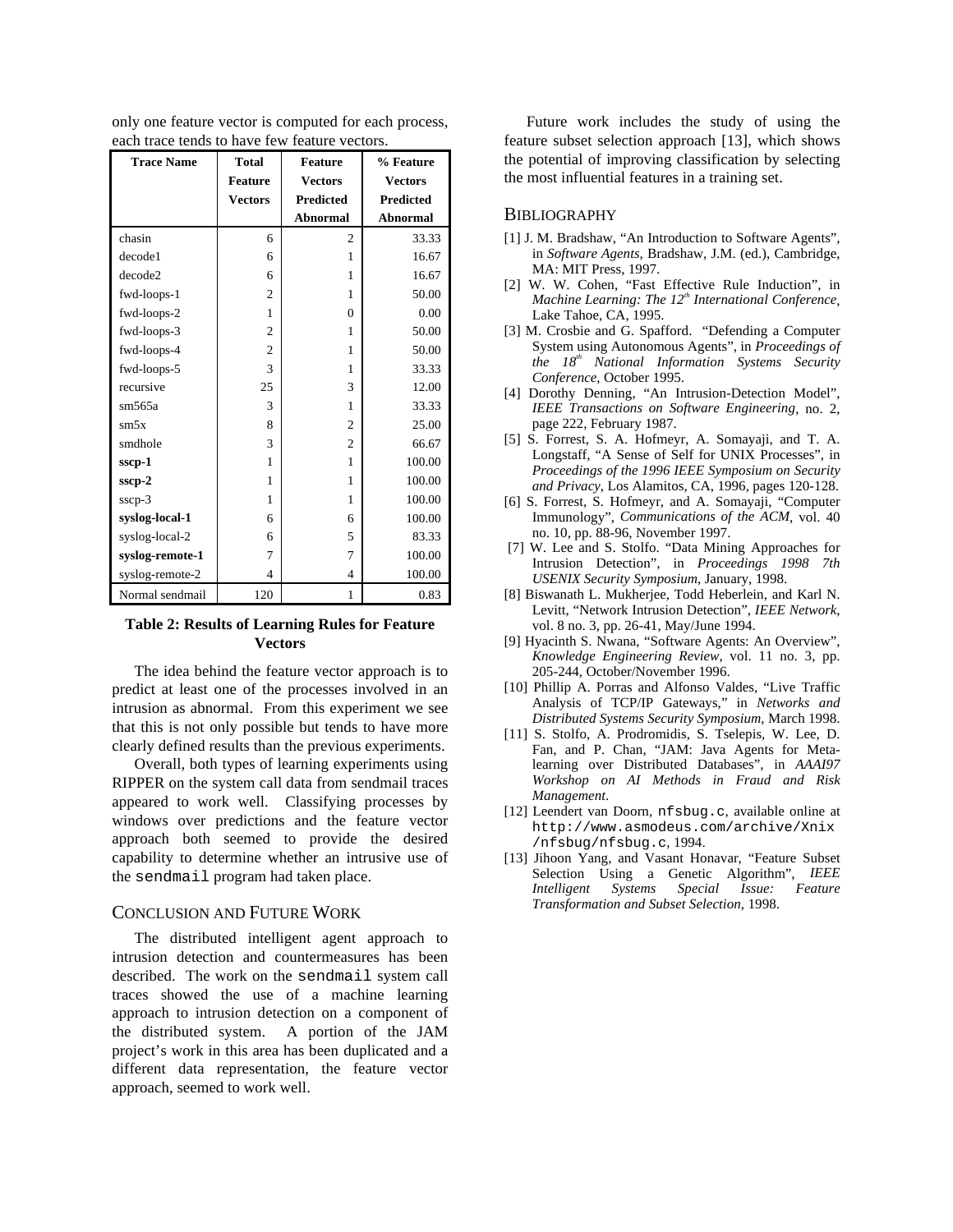only one feature vector is computed for each process, each trace tends to have few feature vectors.

| Trace Name | Total Feature Vectors | Feature Vectors Predicted Abnormal | % Feature Vectors Predicted Abnormal |
|---|---|---|---|
| chasin | 6 | 2 | 33.33 |
| decode1 | 6 | 1 | 16.67 |
| decode2 | 6 | 1 | 16.67 |
| fwd-loops-1 | 2 | 1 | 50.00 |
| fwd-loops-2 | 1 | 0 | 0.00 |
| fwd-loops-3 | 2 | 1 | 50.00 |
| fwd-loops-4 | 2 | 1 | 50.00 |
| fwd-loops-5 | 3 | 1 | 33.33 |
| recursive | 25 | 3 | 12.00 |
| sm565a | 3 | 1 | 33.33 |
| sm5x | 8 | 2 | 25.00 |
| smdhole | 3 | 2 | 66.67 |
| **sscp-1** | 1 | 1 | 100.00 |
| **sscp-2** | 1 | 1 | 100.00 |
| sscp-3 | 1 | 1 | 100.00 |
| **syslog-local-1** | 6 | 6 | 100.00 |
| syslog-local-2 | 6 | 5 | 83.33 |
| **syslog-remote-1** | 7 | 7 | 100.00 |
| syslog-remote-2 | 4 | 4 | 100.00 |
| Normal sendmail | 120 | 1 | 0.83 |

**Table 2: Results of Learning Rules for Feature Vectors**

The idea behind the feature vector approach is to predict at least one of the processes involved in an intrusion as abnormal. From this experiment we see that this is not only possible but tends to have more clearly defined results than the previous experiments.

Overall, both types of learning experiments using RIPPER on the system call data from sendmail traces appeared to work well. Classifying processes by windows over predictions and the feature vector approach both seemed to provide the desired capability to determine whether an intrusive use of the `sendmail` program had taken place.

## CONCLUSION AND FUTURE WORK

The distributed intelligent agent approach to intrusion detection and countermeasures has been described. The work on the `sendmail` system call traces showed the use of a machine learning approach to intrusion detection on a component of the distributed system. A portion of the JAM project's work in this area has been duplicated and a different data representation, the feature vector approach, seemed to work well.

Future work includes the study of using the feature subset selection approach [13], which shows the potential of improving classification by selecting the most influential features in a training set.

## BIBLIOGRAPHY

[1] J. M. Bradshaw, "An Introduction to Software Agents", in *Software Agents*, Bradshaw, J.M. (ed.), Cambridge, MA: MIT Press, 1997.

[2] W. W. Cohen, "Fast Effective Rule Induction", in *Machine Learning: The 12th International Conference*, Lake Tahoe, CA, 1995.

[3] M. Crosbie and G. Spafford. "Defending a Computer System using Autonomous Agents", in *Proceedings of the 18th National Information Systems Security Conference*, October 1995.

[4] Dorothy Denning, "An Intrusion-Detection Model", *IEEE Transactions on Software Engineering*, no. 2, page 222, February 1987.

[5] S. Forrest, S. A. Hofmeyr, A. Somayaji, and T. A. Longstaff, "A Sense of Self for UNIX Processes", in *Proceedings of the 1996 IEEE Symposium on Security and Privacy*, Los Alamitos, CA, 1996, pages 120-128.

[6] S. Forrest, S. Hofmeyr, and A. Somayaji, "Computer Immunology", *Communications of the ACM*, vol. 40 no. 10, pp. 88-96, November 1997.

[7] W. Lee and S. Stolfo. "Data Mining Approaches for Intrusion Detection", in *Proceedings 1998 7th USENIX Security Symposium*, January, 1998.

[8] Biswanath L. Mukherjee, Todd Heberlein, and Karl N. Levitt, "Network Intrusion Detection", *IEEE Network*, vol. 8 no. 3, pp. 26-41, May/June 1994.

[9] Hyacinth S. Nwana, "Software Agents: An Overview", *Knowledge Engineering Review*, vol. 11 no. 3, pp. 205-244, October/November 1996.

[10] Phillip A. Porras and Alfonso Valdes, "Live Traffic Analysis of TCP/IP Gateways," in *Networks and Distributed Systems Security Symposium*, March 1998.

[11] S. Stolfo, A. Prodromidis, S. Tselepis, W. Lee, D. Fan, and P. Chan, "JAM: Java Agents for Meta-learning over Distributed Databases", in *AAAI97 Workshop on AI Methods in Fraud and Risk Management*.

[12] Leendert van Doorn, `nfsbug.c`, available online at `http://www.asmodeus.com/archive/Xnix/nfsbug/nfsbug.c`, 1994.

[13] Jihoon Yang, and Vasant Honavar, "Feature Subset Selection Using a Genetic Algorithm", *IEEE Intelligent Systems Special Issue: Feature Transformation and Subset Selection*, 1998.